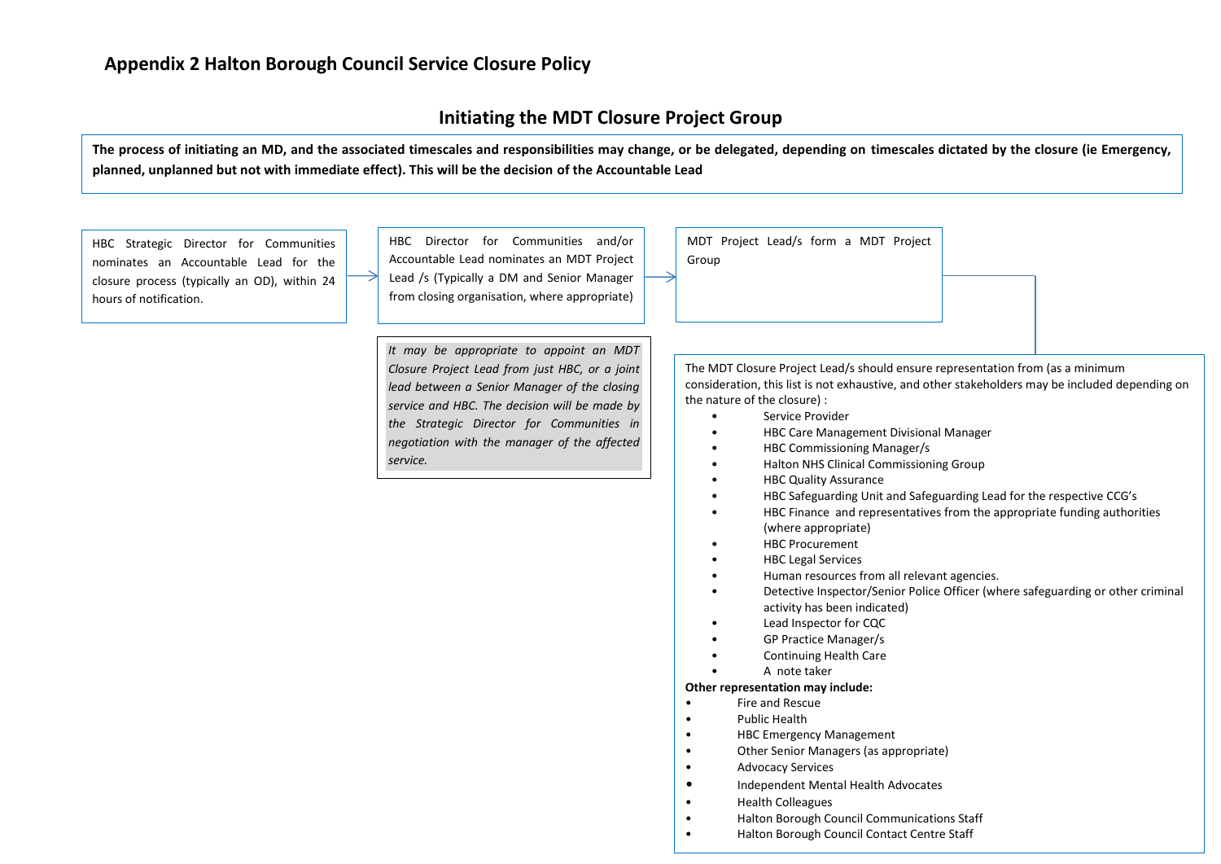# Appendix 2 Halton Borough Council Service Closure Policy

## Initiating the MDT Closure Project Group

**The process of initiating an MD, and the associated timescales and responsibilities may change, or be delegated, depending on timescales dictated by the closure (ie Emergency, planned, unplanned but not with immediate effect). This will be the decision of the Accountable Lead**

HBC Strategic Director for Communities nominates an Accountable Lead for the closure process (typically an OD), within 24 hours of notification.

→

HBC Director for Communities and/or Accountable Lead nominates an MDT Project Lead /s (Typically a DM and Senior Manager from closing organisation, where appropriate)

*It may be appropriate to appoint an MDT Closure Project Lead from just HBC, or a joint lead between a Senior Manager of the closing service and HBC. The decision will be made by the Strategic Director for Communities in negotiation with the manager of the affected service.*

→

MDT Project Lead/s form a MDT Project Group

The MDT Closure Project Lead/s should ensure representation from (as a minimum consideration, this list is not exhaustive, and other stakeholders may be included depending on the nature of the closure) :

- Service Provider
- HBC Care Management Divisional Manager
- HBC Commissioning Manager/s
- Halton NHS Clinical Commissioning Group
- HBC Quality Assurance
- HBC Safeguarding Unit and Safeguarding Lead for the respective CCG's
- HBC Finance and representatives from the appropriate funding authorities (where appropriate)
- HBC Procurement
- HBC Legal Services
- Human resources from all relevant agencies.
- Detective Inspector/Senior Police Officer (where safeguarding or other criminal activity has been indicated)
- Lead Inspector for CQC
- GP Practice Manager/s
- Continuing Health Care
- A note taker

**Other representation may include:**

- Fire and Rescue
- Public Health
- HBC Emergency Management
- Other Senior Managers (as appropriate)
- Advocacy Services
- Independent Mental Health Advocates
- Health Colleagues
- Halton Borough Council Communications Staff
- Halton Borough Council Contact Centre Staff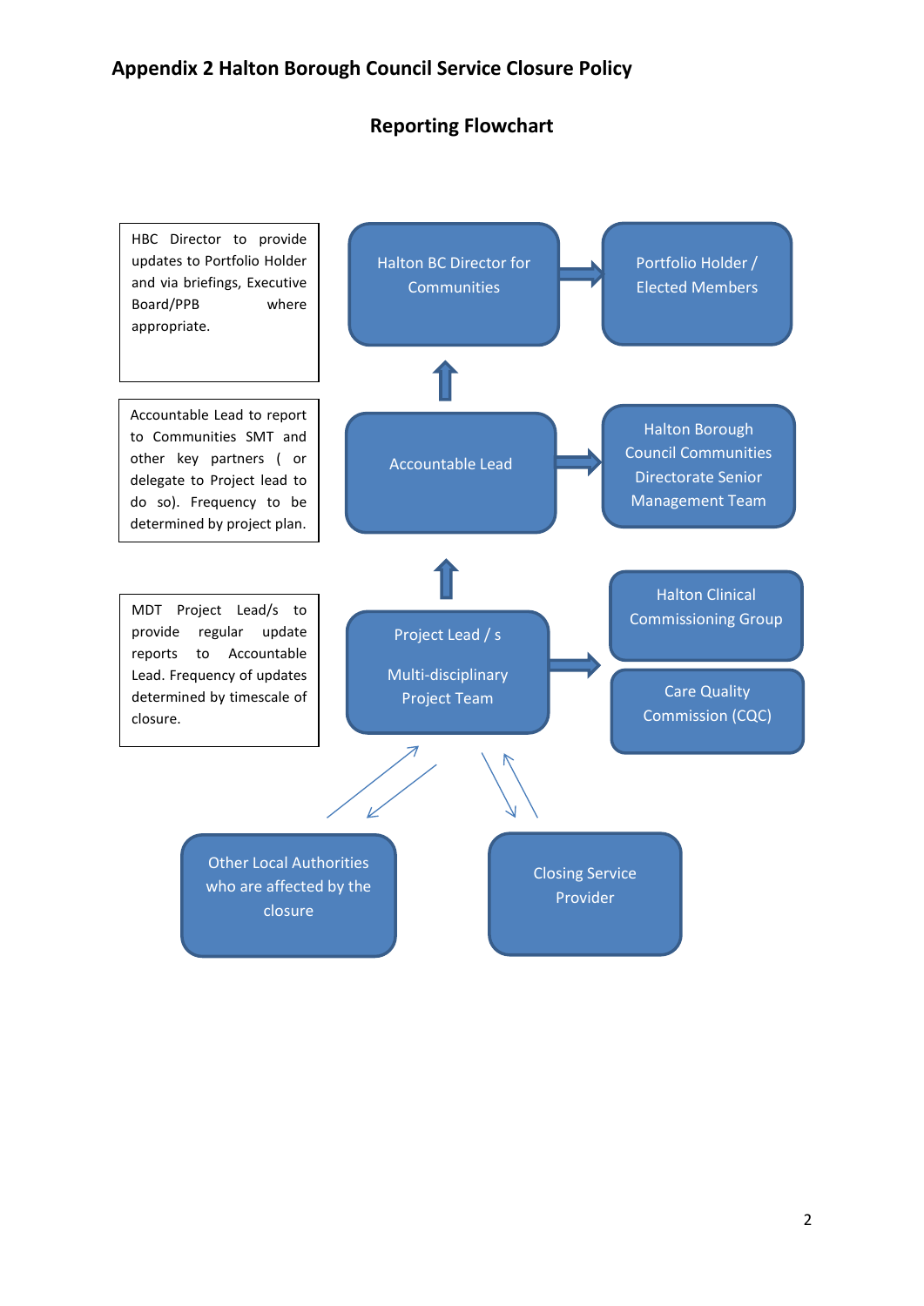# Appendix 2 Halton Borough Council Service Closure Policy

## Reporting Flowchart

HBC Director to provide updates to Portfolio Holder and via briefings, Executive Board/PPB where appropriate.

Halton BC Director for Communities → Portfolio Holder / Elected Members

Accountable Lead to report to Communities SMT and other key partners ( or delegate to Project lead to do so). Frequency to be determined by project plan.

Accountable Lead → Halton Borough Council Communities Directorate Senior Management Team

MDT Project Lead/s to provide regular update reports to Accountable Lead. Frequency of updates determined by timescale of closure.

Project Lead / s

Multi-disciplinary Project Team

→ Halton Clinical Commissioning Group

→ Care Quality Commission (CQC)

Other Local Authorities who are affected by the closure

Closing Service Provider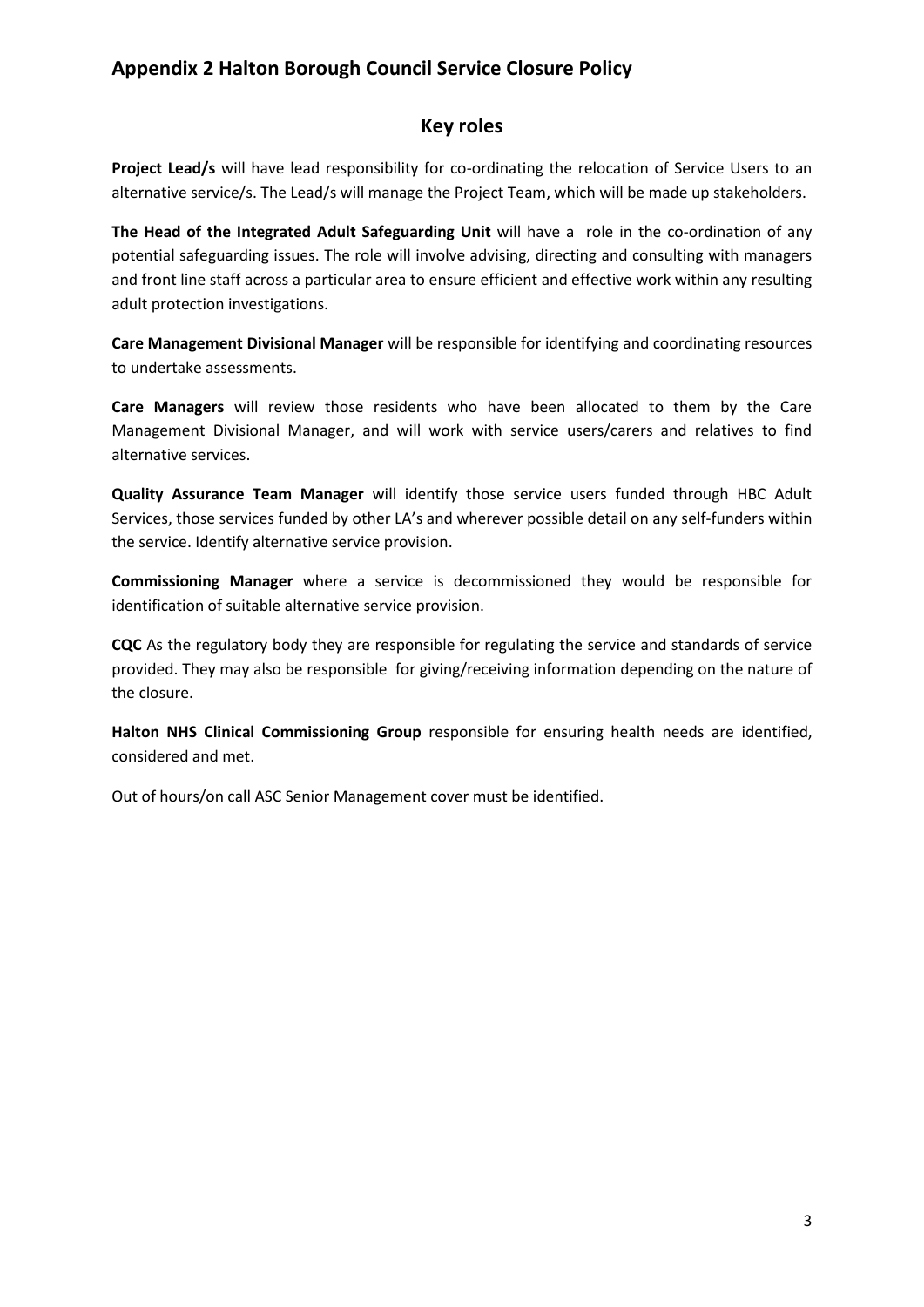## Appendix 2 Halton Borough Council Service Closure Policy

### Key roles

**Project Lead/s** will have lead responsibility for co-ordinating the relocation of Service Users to an alternative service/s. The Lead/s will manage the Project Team, which will be made up stakeholders.

**The Head of the Integrated Adult Safeguarding Unit** will have a role in the co-ordination of any potential safeguarding issues. The role will involve advising, directing and consulting with managers and front line staff across a particular area to ensure efficient and effective work within any resulting adult protection investigations.

**Care Management Divisional Manager** will be responsible for identifying and coordinating resources to undertake assessments.

**Care Managers** will review those residents who have been allocated to them by the Care Management Divisional Manager, and will work with service users/carers and relatives to find alternative services.

**Quality Assurance Team Manager** will identify those service users funded through HBC Adult Services, those services funded by other LA's and wherever possible detail on any self-funders within the service. Identify alternative service provision.

**Commissioning Manager** where a service is decommissioned they would be responsible for identification of suitable alternative service provision.

**CQC** As the regulatory body they are responsible for regulating the service and standards of service provided. They may also be responsible for giving/receiving information depending on the nature of the closure.

**Halton NHS Clinical Commissioning Group** responsible for ensuring health needs are identified, considered and met.

Out of hours/on call ASC Senior Management cover must be identified.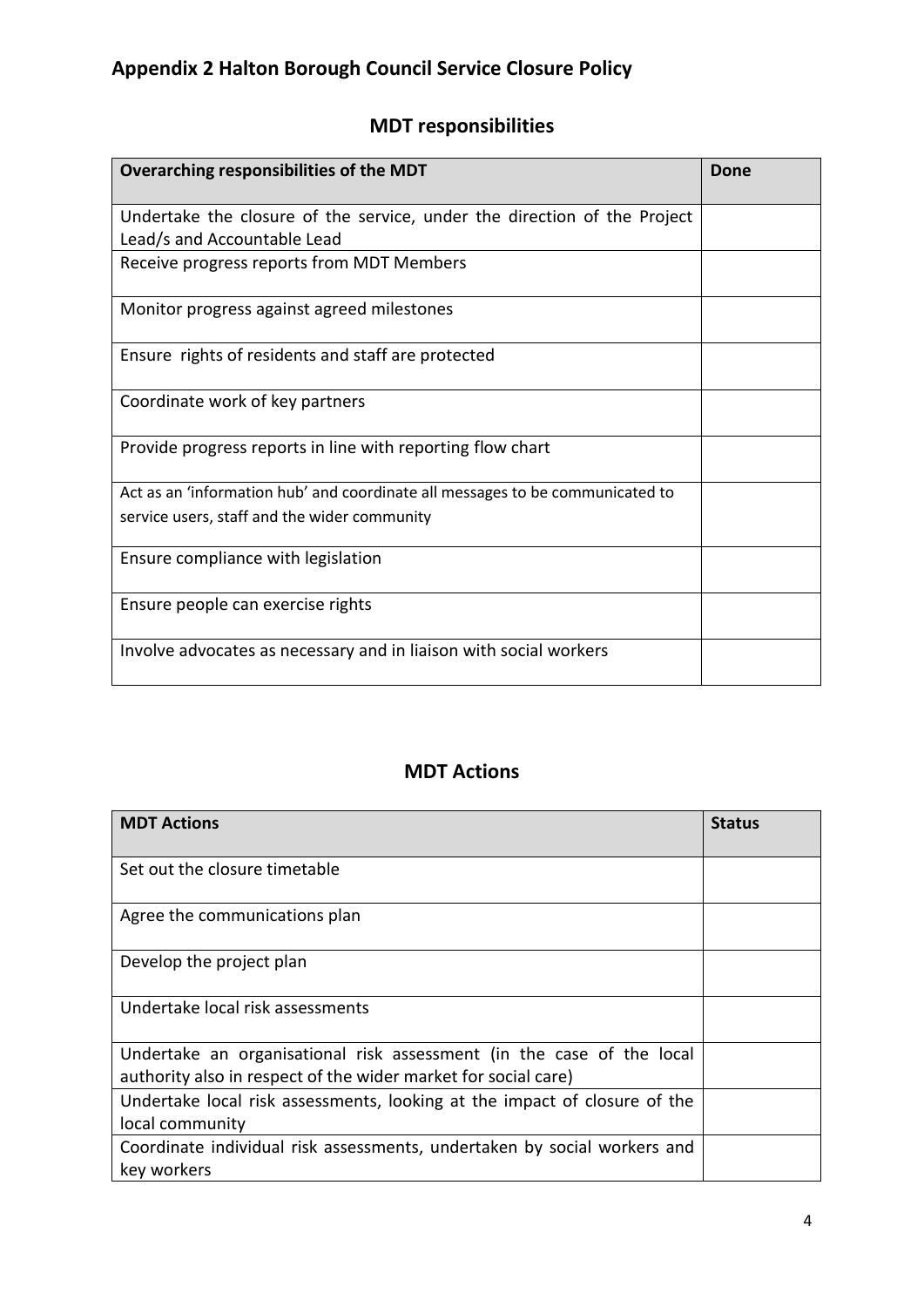## Appendix 2 Halton Borough Council Service Closure Policy

### MDT responsibilities

| Overarching responsibilities of the MDT | Done |
|---|---|
| Undertake the closure of the service, under the direction of the Project Lead/s and Accountable Lead | |
| Receive progress reports from MDT Members | |
| Monitor progress against agreed milestones | |
| Ensure rights of residents and staff are protected | |
| Coordinate work of key partners | |
| Provide progress reports in line with reporting flow chart | |
| Act as an 'information hub' and coordinate all messages to be communicated to service users, staff and the wider community | |
| Ensure compliance with legislation | |
| Ensure people can exercise rights | |
| Involve advocates as necessary and in liaison with social workers | |

### MDT Actions

| MDT Actions | Status |
|---|---|
| Set out the closure timetable | |
| Agree the communications plan | |
| Develop the project plan | |
| Undertake local risk assessments | |
| Undertake an organisational risk assessment (in the case of the local authority also in respect of the wider market for social care) | |
| Undertake local risk assessments, looking at the impact of closure of the local community | |
| Coordinate individual risk assessments, undertaken by social workers and key workers | |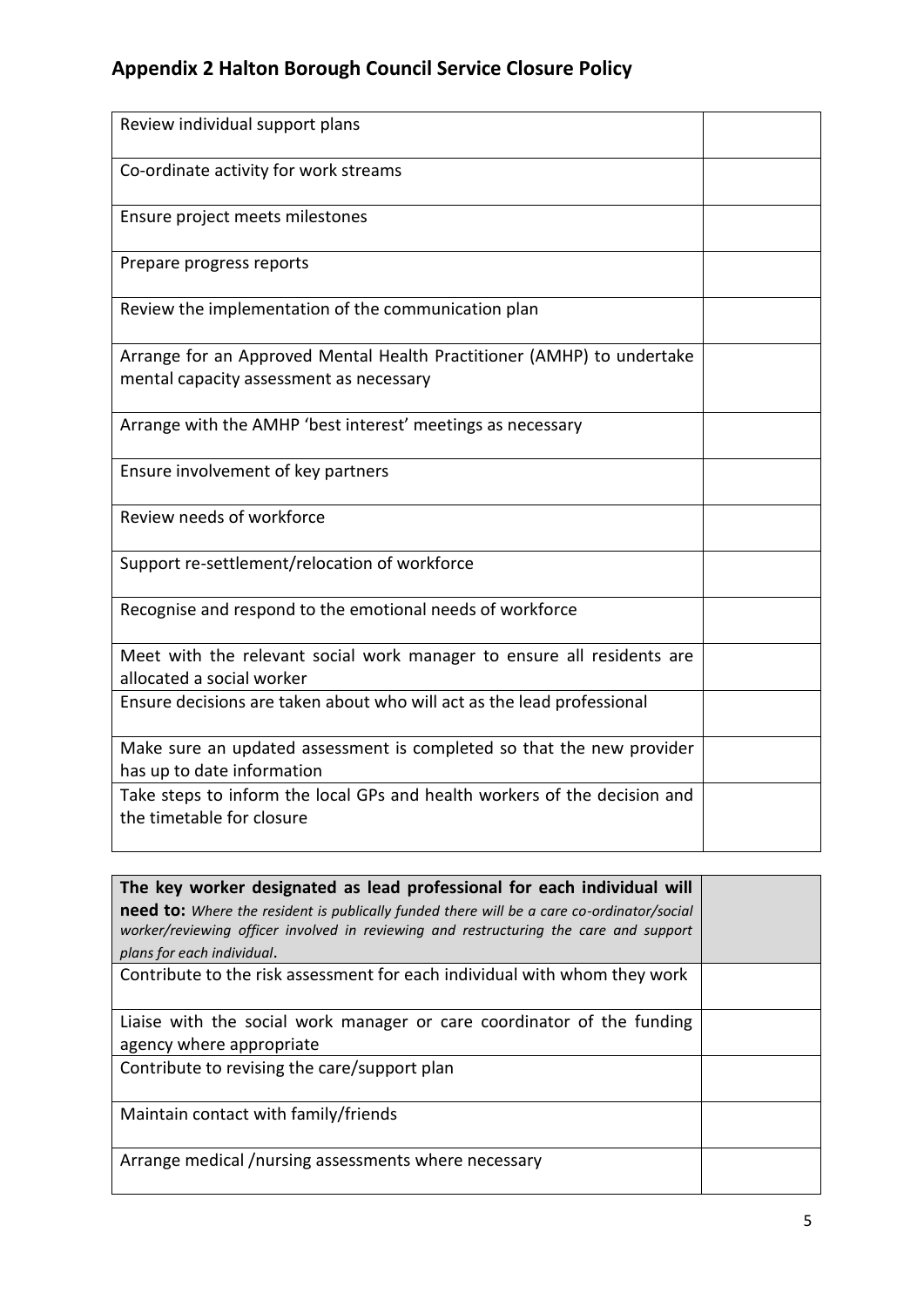## Appendix 2 Halton Borough Council Service Closure Policy

| | |
|---|---|
| Review individual support plans | |
| Co-ordinate activity for work streams | |
| Ensure project meets milestones | |
| Prepare progress reports | |
| Review the implementation of the communication plan | |
| Arrange for an Approved Mental Health Practitioner (AMHP) to undertake mental capacity assessment as necessary | |
| Arrange with the AMHP 'best interest' meetings as necessary | |
| Ensure involvement of key partners | |
| Review needs of workforce | |
| Support re-settlement/relocation of workforce | |
| Recognise and respond to the emotional needs of workforce | |
| Meet with the relevant social work manager to ensure all residents are allocated a social worker | |
| Ensure decisions are taken about who will act as the lead professional | |
| Make sure an updated assessment is completed so that the new provider has up to date information | |
| Take steps to inform the local GPs and health workers of the decision and the timetable for closure | |

| **The key worker designated as lead professional for each individual will need to:** *Where the resident is publically funded there will be a care co-ordinator/social worker/reviewing officer involved in reviewing and restructuring the care and support plans for each individual*. | |
|---|---|
| Contribute to the risk assessment for each individual with whom they work | |
| Liaise with the social work manager or care coordinator of the funding agency where appropriate | |
| Contribute to revising the care/support plan | |
| Maintain contact with family/friends | |
| Arrange medical /nursing assessments where necessary | |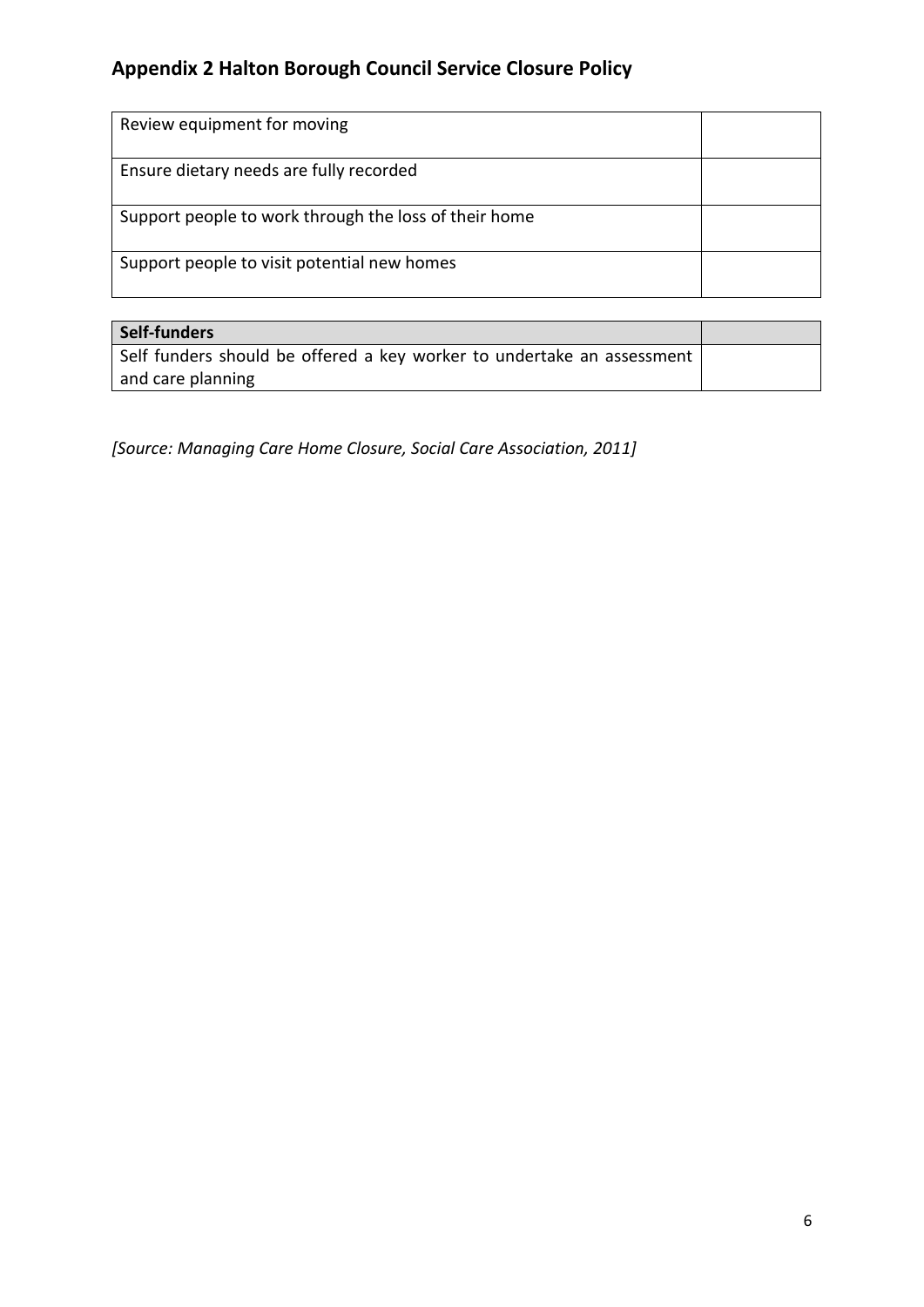## Appendix 2 Halton Borough Council Service Closure Policy

| | |
|---|---|
| Review equipment for moving | |
| Ensure dietary needs are fully recorded | |
| Support people to work through the loss of their home | |
| Support people to visit potential new homes | |

| **Self-funders** | |
|---|---|
| Self funders should be offered a key worker to undertake an assessment and care planning | |

*[Source: Managing Care Home Closure, Social Care Association, 2011]*